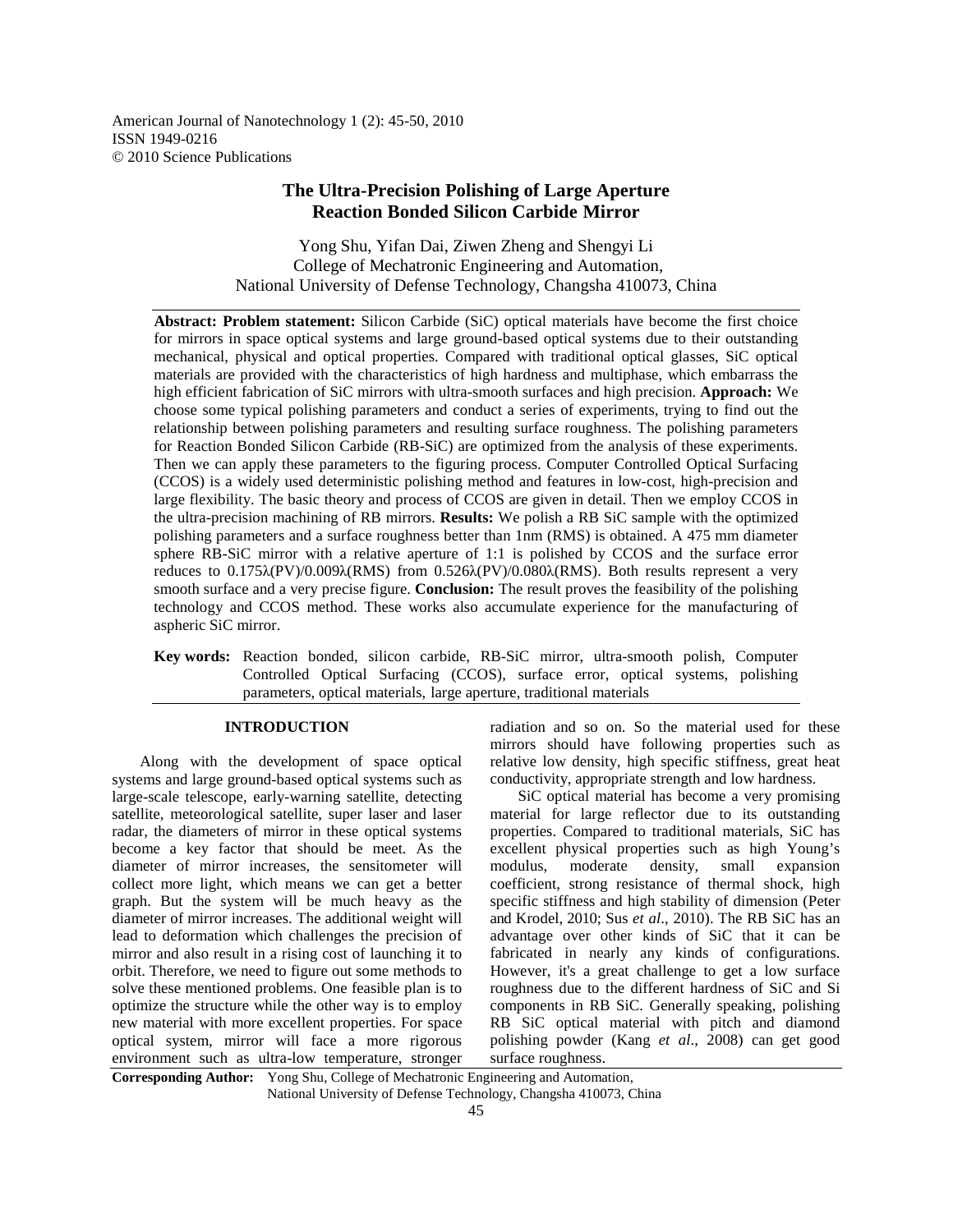American Journal of Nanotechnology 1 (2): 45-50, 2010
ISSN 1949-0216
© 2010 Science Publications

# The Ultra-Precision Polishing of Large Aperture Reaction Bonded Silicon Carbide Mirror

Yong Shu, Yifan Dai, Ziwen Zheng and Shengyi Li
College of Mechatronic Engineering and Automation,
National University of Defense Technology, Changsha 410073, China

**Abstract: Problem statement:** Silicon Carbide (SiC) optical materials have become the first choice for mirrors in space optical systems and large ground-based optical systems due to their outstanding mechanical, physical and optical properties. Compared with traditional optical glasses, SiC optical materials are provided with the characteristics of high hardness and multiphase, which embarrass the high efficient fabrication of SiC mirrors with ultra-smooth surfaces and high precision. **Approach:** We choose some typical polishing parameters and conduct a series of experiments, trying to find out the relationship between polishing parameters and resulting surface roughness. The polishing parameters for Reaction Bonded Silicon Carbide (RB-SiC) are optimized from the analysis of these experiments. Then we can apply these parameters to the figuring process. Computer Controlled Optical Surfacing (CCOS) is a widely used deterministic polishing method and features in low-cost, high-precision and large flexibility. The basic theory and process of CCOS are given in detail. Then we employ CCOS in the ultra-precision machining of RB mirrors. **Results:** We polish a RB SiC sample with the optimized polishing parameters and a surface roughness better than 1nm (RMS) is obtained. A 475 mm diameter sphere RB-SiC mirror with a relative aperture of 1:1 is polished by CCOS and the surface error reduces to 0.175λ(PV)/0.009λ(RMS) from 0.526λ(PV)/0.080λ(RMS). Both results represent a very smooth surface and a very precise figure. **Conclusion:** The result proves the feasibility of the polishing technology and CCOS method. These works also accumulate experience for the manufacturing of aspheric SiC mirror.

**Key words:** Reaction bonded, silicon carbide, RB-SiC mirror, ultra-smooth polish, Computer Controlled Optical Surfacing (CCOS), surface error, optical systems, polishing parameters, optical materials, large aperture, traditional materials

## INTRODUCTION

Along with the development of space optical systems and large ground-based optical systems such as large-scale telescope, early-warning satellite, detecting satellite, meteorological satellite, super laser and laser radar, the diameters of mirror in these optical systems become a key factor that should be meet. As the diameter of mirror increases, the sensitometer will collect more light, which means we can get a better graph. But the system will be much heavy as the diameter of mirror increases. The additional weight will lead to deformation which challenges the precision of mirror and also result in a rising cost of launching it to orbit. Therefore, we need to figure out some methods to solve these mentioned problems. One feasible plan is to optimize the structure while the other way is to employ new material with more excellent properties. For space optical system, mirror will face a more rigorous environment such as ultra-low temperature, stronger radiation and so on. So the material used for these mirrors should have following properties such as relative low density, high specific stiffness, great heat conductivity, appropriate strength and low hardness.

SiC optical material has become a very promising material for large reflector due to its outstanding properties. Compared to traditional materials, SiC has excellent physical properties such as high Young's modulus, moderate density, small expansion coefficient, strong resistance of thermal shock, high specific stiffness and high stability of dimension (Peter and Krodel, 2010; Sus *et al*., 2010). The RB SiC has an advantage over other kinds of SiC that it can be fabricated in nearly any kinds of configurations. However, it's a great challenge to get a low surface roughness due to the different hardness of SiC and Si components in RB SiC. Generally speaking, polishing RB SiC optical material with pitch and diamond polishing powder (Kang *et al*., 2008) can get good surface roughness.

**Corresponding Author:** Yong Shu, College of Mechatronic Engineering and Automation, National University of Defense Technology, Changsha 410073, China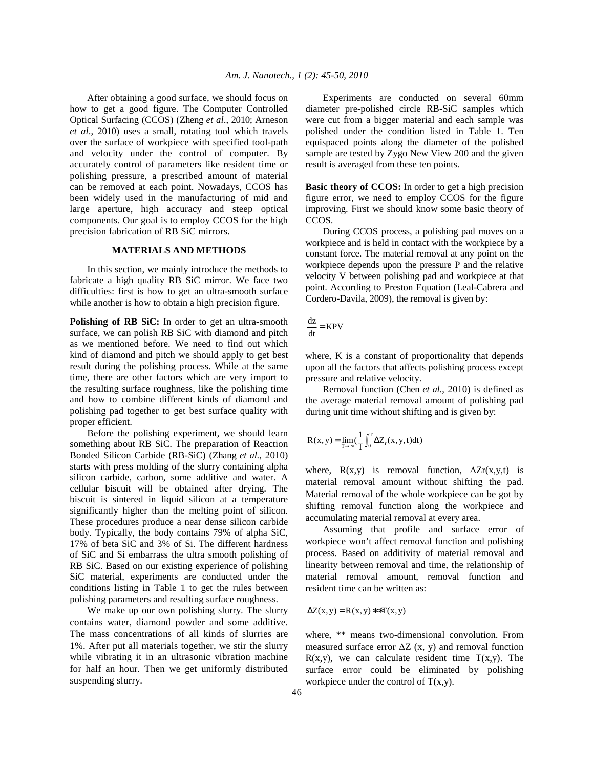After obtaining a good surface, we should focus on how to get a good figure. The Computer Controlled Optical Surfacing (CCOS) (Zheng *et al*., 2010; Arneson *et al*., 2010) uses a small, rotating tool which travels over the surface of workpiece with specified tool-path and velocity under the control of computer. By accurately control of parameters like resident time or polishing pressure, a prescribed amount of material can be removed at each point. Nowadays, CCOS has been widely used in the manufacturing of mid and large aperture, high accuracy and steep optical components. Our goal is to employ CCOS for the high precision fabrication of RB SiC mirrors.

## MATERIALS AND METHODS

In this section, we mainly introduce the methods to fabricate a high quality RB SiC mirror. We face two difficulties: first is how to get an ultra-smooth surface while another is how to obtain a high precision figure.

**Polishing of RB SiC:** In order to get an ultra-smooth surface, we can polish RB SiC with diamond and pitch as we mentioned before. We need to find out which kind of diamond and pitch we should apply to get best result during the polishing process. While at the same time, there are other factors which are very import to the resulting surface roughness, like the polishing time and how to combine different kinds of diamond and polishing pad together to get best surface quality with proper efficient.

Before the polishing experiment, we should learn something about RB SiC. The preparation of Reaction Bonded Silicon Carbide (RB-SiC) (Zhang *et al*., 2010) starts with press molding of the slurry containing alpha silicon carbide, carbon, some additive and water. A cellular biscuit will be obtained after drying. The biscuit is sintered in liquid silicon at a temperature significantly higher than the melting point of silicon. These procedures produce a near dense silicon carbide body. Typically, the body contains 79% of alpha SiC, 17% of beta SiC and 3% of Si. The different hardness of SiC and Si embarrass the ultra smooth polishing of RB SiC. Based on our existing experience of polishing SiC material, experiments are conducted under the conditions listing in Table 1 to get the rules between polishing parameters and resulting surface roughness.

We make up our own polishing slurry. The slurry contains water, diamond powder and some additive. The mass concentrations of all kinds of slurries are 1%. After put all materials together, we stir the slurry while vibrating it in an ultrasonic vibration machine for half an hour. Then we get uniformly distributed suspending slurry.

Experiments are conducted on several 60mm diameter pre-polished circle RB-SiC samples which were cut from a bigger material and each sample was polished under the condition listed in Table 1. Ten equispaced points along the diameter of the polished sample are tested by Zygo New View 200 and the given result is averaged from these ten points.

**Basic theory of CCOS:** In order to get a high precision figure error, we need to employ CCOS for the figure improving. First we should know some basic theory of CCOS.

During CCOS process, a polishing pad moves on a workpiece and is held in contact with the workpiece by a constant force. The material removal at any point on the workpiece depends upon the pressure P and the relative velocity V between polishing pad and workpiece at that point. According to Preston Equation (Leal-Cabrera and Cordero-Davila, 2009), the removal is given by:

$$\frac{dz}{dt} = KPV$$

where, K is a constant of proportionality that depends upon all the factors that affects polishing process except pressure and relative velocity.

Removal function (Chen *et al*., 2010) is defined as the average material removal amount of polishing pad during unit time without shifting and is given by:

$$R(x, y) = \lim_{T \to \infty}\left(\frac{1}{T}\int_0^T \Delta Z_r(x, y, t)dt\right)$$

where, $R(x,y)$ is removal function, $\Delta Zr(x,y,t)$ is material removal amount without shifting the pad. Material removal of the whole workpiece can be got by shifting removal function along the workpiece and accumulating material removal at every area.

Assuming that profile and surface error of workpiece won't affect removal function and polishing process. Based on additivity of material removal and linearity between removal and time, the relationship of material removal amount, removal function and resident time can be written as:

$$\Delta Z(x, y) = R(x, y) ** T(x, y)$$

where, ** means two-dimensional convolution. From measured surface error $\Delta Z$ (x, y) and removal function $R(x,y)$, we can calculate resident time $T(x,y)$. The surface error could be eliminated by polishing workpiece under the control of $T(x,y)$.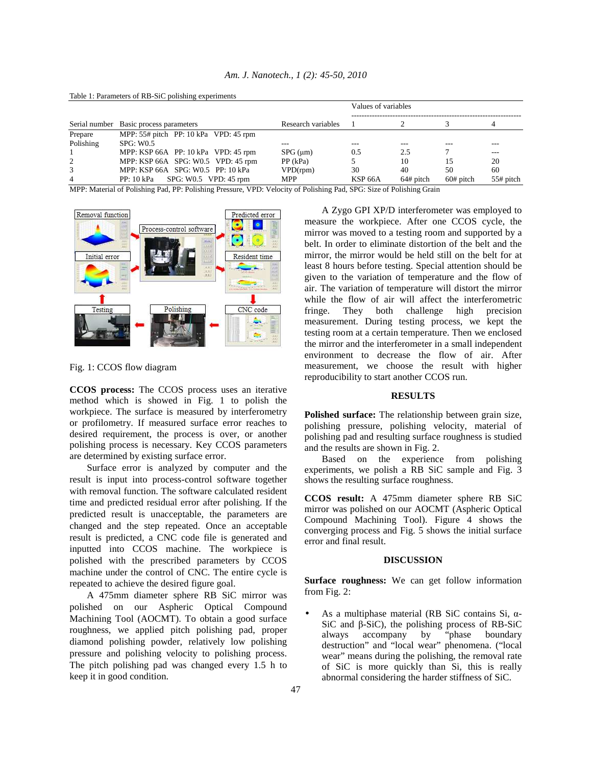Table 1: Parameters of RB-SiC polishing experiments

| Serial number | Basic process parameters | Research variables | Values of variables 1 | 2 | 3 | 4 |
|---|---|---|---|---|---|---|
| Prepare Polishing | MPP: 55# pitch PP: 10 kPa VPD: 45 rpm SPG: W0.5 | --- | --- | --- | --- | --- |
| 1 | MPP: KSP 66A PP: 10 kPa VPD: 45 rpm | SPG (μm) | 0.5 | 2.5 | 7 | --- |
| 2 | MPP: KSP 66A SPG: W0.5 VPD: 45 rpm | PP (kPa) | 5 | 10 | 15 | 20 |
| 3 | MPP: KSP 66A SPG: W0.5 PP: 10 kPa | VPD(rpm) | 30 | 40 | 50 | 60 |
| 4 | PP: 10 kPa SPG: W0.5 VPD: 45 rpm | MPP | KSP 66A | 64# pitch | 60# pitch | 55# pitch |

MPP: Material of Polishing Pad, PP: Polishing Pressure, VPD: Velocity of Polishing Pad, SPG: Size of Polishing Grain

Fig. 1: CCOS flow diagram

**CCOS process:** The CCOS process uses an iterative method which is showed in Fig. 1 to polish the workpiece. The surface is measured by interferometry or profilometry. If measured surface error reaches to desired requirement, the process is over, or another polishing process is necessary. Key CCOS parameters are determined by existing surface error.

Surface error is analyzed by computer and the result is input into process-control software together with removal function. The software calculated resident time and predicted residual error after polishing. If the predicted result is unacceptable, the parameters are changed and the step repeated. Once an acceptable result is predicted, a CNC code file is generated and inputted into CCOS machine. The workpiece is polished with the prescribed parameters by CCOS machine under the control of CNC. The entire cycle is repeated to achieve the desired figure goal.

A 475mm diameter sphere RB SiC mirror was polished on our Aspheric Optical Compound Machining Tool (AOCMT). To obtain a good surface roughness, we applied pitch polishing pad, proper diamond polishing powder, relatively low polishing pressure and polishing velocity to polishing process. The pitch polishing pad was changed every 1.5 h to keep it in good condition.

A Zygo GPI XP/D interferometer was employed to measure the workpiece. After one CCOS cycle, the mirror was moved to a testing room and supported by a belt. In order to eliminate distortion of the belt and the mirror, the mirror would be held still on the belt for at least 8 hours before testing. Special attention should be given to the variation of temperature and the flow of air. The variation of temperature will distort the mirror while the flow of air will affect the interferometric fringe. They both challenge high precision measurement. During testing process, we kept the testing room at a certain temperature. Then we enclosed the mirror and the interferometer in a small independent environment to decrease the flow of air. After measurement, we choose the result with higher reproducibility to start another CCOS run.

## RESULTS

**Polished surface:** The relationship between grain size, polishing pressure, polishing velocity, material of polishing pad and resulting surface roughness is studied and the results are shown in Fig. 2.

Based on the experience from polishing experiments, we polish a RB SiC sample and Fig. 3 shows the resulting surface roughness.

**CCOS result:** A 475mm diameter sphere RB SiC mirror was polished on our AOCMT (Aspheric Optical Compound Machining Tool). Figure 4 shows the converging process and Fig. 5 shows the initial surface error and final result.

## DISCUSSION

**Surface roughness:** We can get follow information from Fig. 2:

- As a multiphase material (RB SiC contains Si, α-SiC and β-SiC), the polishing process of RB-SiC always accompany by "phase boundary destruction" and "local wear" phenomena. ("local wear" means during the polishing, the removal rate of SiC is more quickly than Si, this is really abnormal considering the harder stiffness of SiC.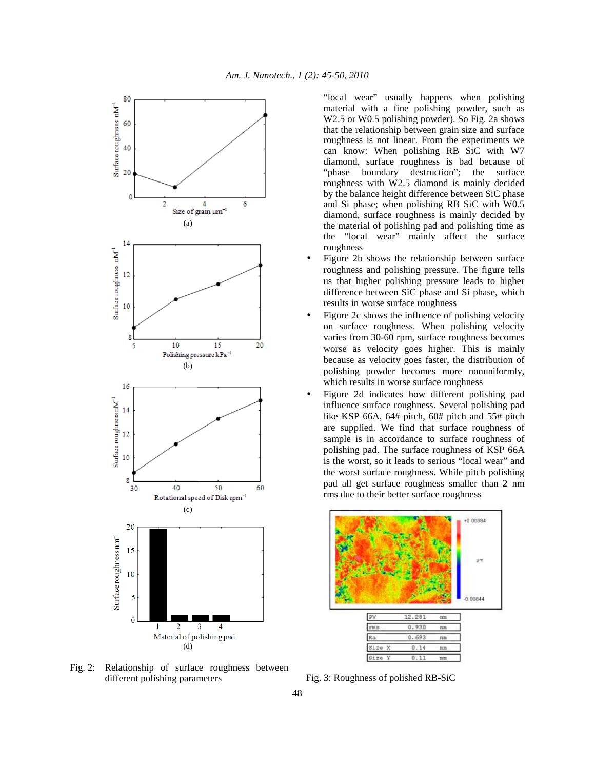"local wear" usually happens when polishing material with a fine polishing powder, such as W2.5 or W0.5 polishing powder). So Fig. 2a shows that the relationship between grain size and surface roughness is not linear. From the experiments we can know: When polishing RB SiC with W7 diamond, surface roughness is bad because of "phase boundary destruction"; the surface roughness with W2.5 diamond is mainly decided by the balance height difference between SiC phase and Si phase; when polishing RB SiC with W0.5 diamond, surface roughness is mainly decided by the material of polishing pad and polishing time as the "local wear" mainly affect the surface roughness

- Figure 2b shows the relationship between surface roughness and polishing pressure. The figure tells us that higher polishing pressure leads to higher difference between SiC phase and Si phase, which results in worse surface roughness
- Figure 2c shows the influence of polishing velocity on surface roughness. When polishing velocity varies from 30-60 rpm, surface roughness becomes worse as velocity goes higher. This is mainly because as velocity goes faster, the distribution of polishing powder becomes more nonuniformly, which results in worse surface roughness
- Figure 2d indicates how different polishing pad influence surface roughness. Several polishing pad like KSP 66A, 64# pitch, 60# pitch and 55# pitch are supplied. We find that surface roughness of sample is in accordance to surface roughness of polishing pad. The surface roughness of KSP 66A is the worst, so it leads to serious "local wear" and the worst surface roughness. While pitch polishing pad all get surface roughness smaller than 2 nm rms due to their better surface roughness

Fig. 2: Relationship of surface roughness between different polishing parameters

| PV | 12.281 | nm |
|---|---|---|
| rms | 0.930 | nm |
| Ra | 0.693 | nm |
| Size X | 0.14 | mm |
| Size Y | 0.11 | mm |

Fig. 3: Roughness of polished RB-SiC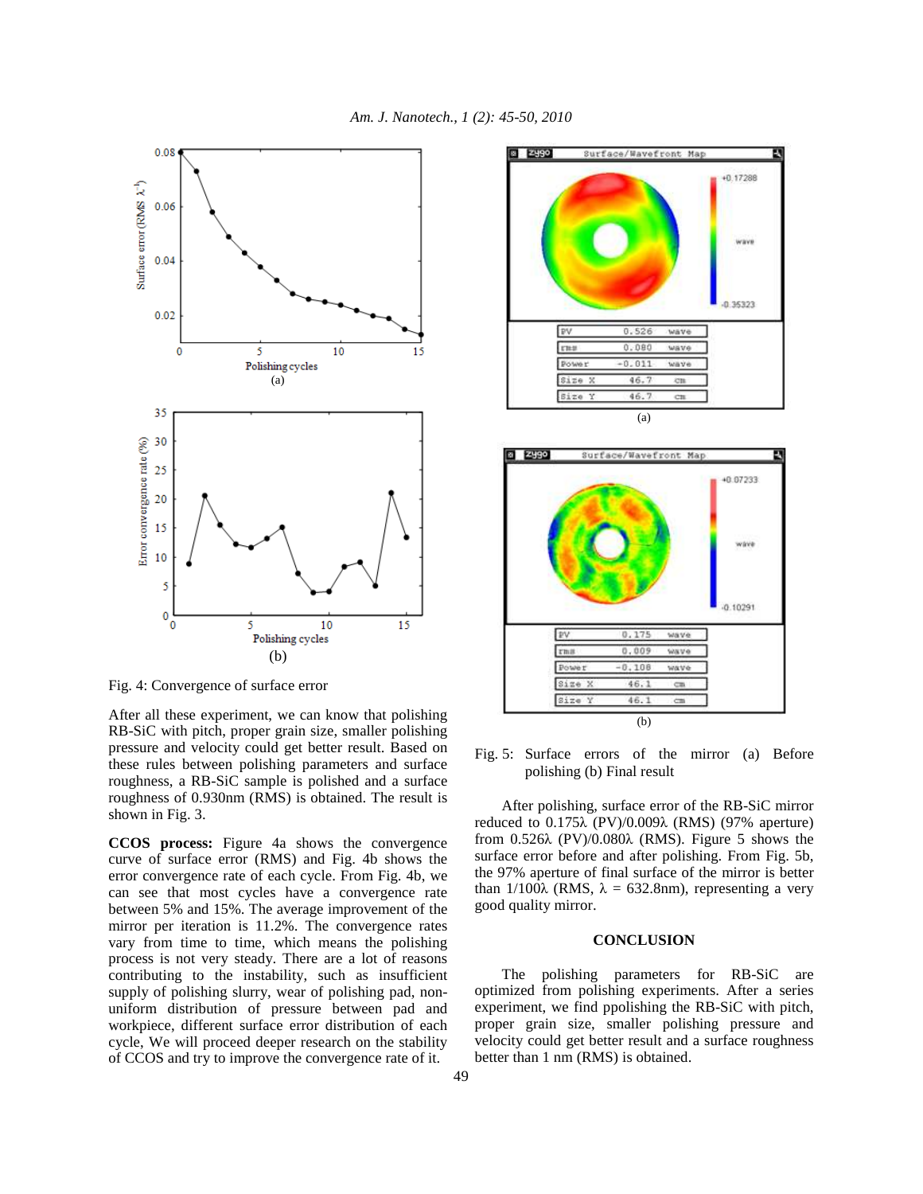Fig. 4: Convergence of surface error

After all these experiment, we can know that polishing RB-SiC with pitch, proper grain size, smaller polishing pressure and velocity could get better result. Based on these rules between polishing parameters and surface roughness, a RB-SiC sample is polished and a surface roughness of 0.930nm (RMS) is obtained. The result is shown in Fig. 3.

**CCOS process:** Figure 4a shows the convergence curve of surface error (RMS) and Fig. 4b shows the error convergence rate of each cycle. From Fig. 4b, we can see that most cycles have a convergence rate between 5% and 15%. The average improvement of the mirror per iteration is 11.2%. The convergence rates vary from time to time, which means the polishing process is not very steady. There are a lot of reasons contributing to the instability, such as insufficient supply of polishing slurry, wear of polishing pad, non-uniform distribution of pressure between pad and workpiece, different surface error distribution of each cycle, We will proceed deeper research on the stability of CCOS and try to improve the convergence rate of it.

Fig. 5: Surface errors of the mirror (a) Before polishing (b) Final result

After polishing, surface error of the RB-SiC mirror reduced to 0.175λ (PV)/0.009λ (RMS) (97% aperture) from 0.526λ (PV)/0.080λ (RMS). Figure 5 shows the surface error before and after polishing. From Fig. 5b, the 97% aperture of final surface of the mirror is better than 1/100λ (RMS, λ = 632.8nm), representing a very good quality mirror.

## CONCLUSION

The polishing parameters for RB-SiC are optimized from polishing experiments. After a series experiment, we find ppolishing the RB-SiC with pitch, proper grain size, smaller polishing pressure and velocity could get better result and a surface roughness better than 1 nm (RMS) is obtained.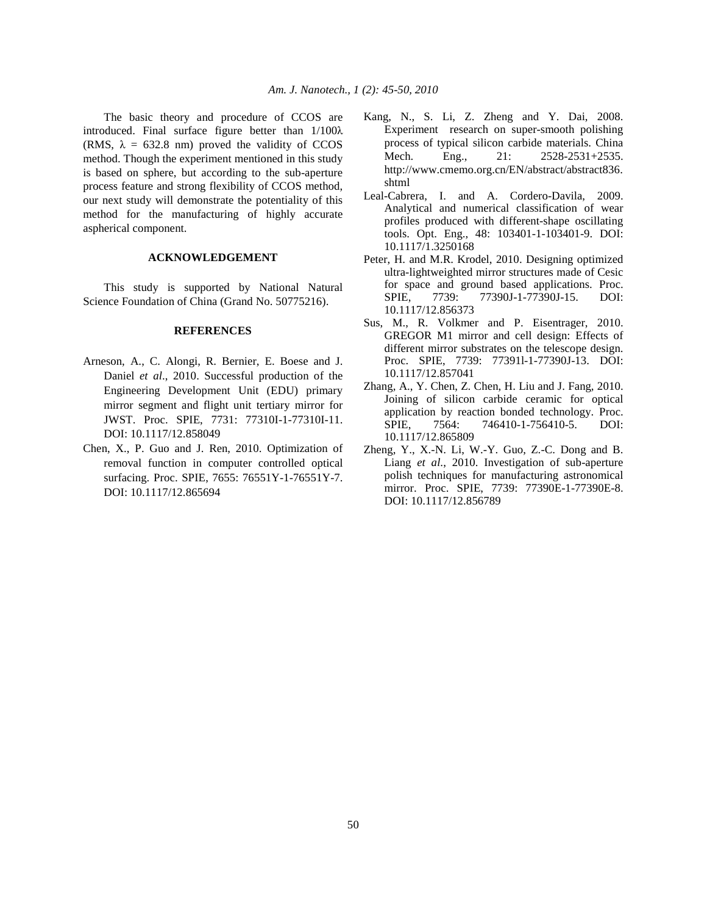The basic theory and procedure of CCOS are introduced. Final surface figure better than $1/100\lambda$ (RMS, $\lambda$ = 632.8 nm) proved the validity of CCOS method. Though the experiment mentioned in this study is based on sphere, but according to the sub-aperture process feature and strong flexibility of CCOS method, our next study will demonstrate the potentiality of this method for the manufacturing of highly accurate aspherical component.

## ACKNOWLEDGEMENT

This study is supported by National Natural Science Foundation of China (Grand No. 50775216).

## REFERENCES

Arneson, A., C. Alongi, R. Bernier, E. Boese and J. Daniel *et al*., 2010. Successful production of the Engineering Development Unit (EDU) primary mirror segment and flight unit tertiary mirror for JWST. Proc. SPIE, 7731: 77310I-1-77310I-11. DOI: 10.1117/12.858049

Chen, X., P. Guo and J. Ren, 2010. Optimization of removal function in computer controlled optical surfacing. Proc. SPIE, 7655: 76551Y-1-76551Y-7. DOI: 10.1117/12.865694

Kang, N., S. Li, Z. Zheng and Y. Dai, 2008. Experiment research on super-smooth polishing process of typical silicon carbide materials. China Mech. Eng., 21: 2528-2531+2535. http://www.cmemo.org.cn/EN/abstract/abstract836.shtml

Leal-Cabrera, I. and A. Cordero-Davila, 2009. Analytical and numerical classification of wear profiles produced with different-shape oscillating tools. Opt. Eng., 48: 103401-1-103401-9. DOI: 10.1117/1.3250168

Peter, H. and M.R. Krodel, 2010. Designing optimized ultra-lightweighted mirror structures made of Cesic for space and ground based applications. Proc. SPIE, 7739: 77390J-1-77390J-15. DOI: 10.1117/12.856373

Sus, M., R. Volkmer and P. Eisentrager, 2010. GREGOR M1 mirror and cell design: Effects of different mirror substrates on the telescope design. Proc. SPIE, 7739: 77391l-1-77390J-13. DOI: 10.1117/12.857041

Zhang, A., Y. Chen, Z. Chen, H. Liu and J. Fang, 2010. Joining of silicon carbide ceramic for optical application by reaction bonded technology. Proc. SPIE, 7564: 746410-1-756410-5. DOI: 10.1117/12.865809

Zheng, Y., X.-N. Li, W.-Y. Guo, Z.-C. Dong and B. Liang *et al*., 2010. Investigation of sub-aperture polish techniques for manufacturing astronomical mirror. Proc. SPIE, 7739: 77390E-1-77390E-8. DOI: 10.1117/12.856789